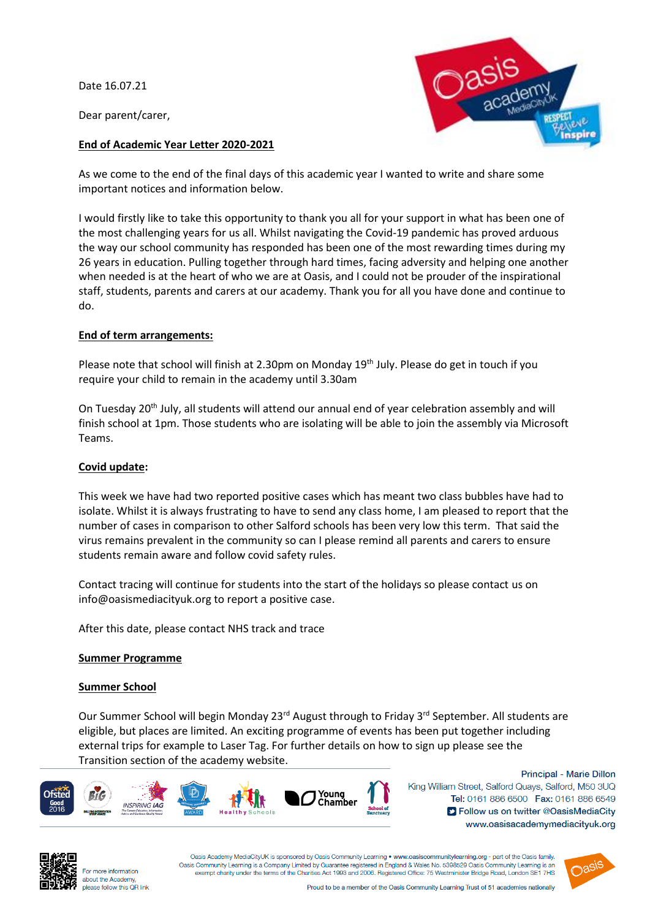Date 16.07.21

Dear parent/carer,

**End of Academic Year Letter 2020-2021**

As we come to the end of the final days of this academic year I wanted to write and share some important notices and information below.

I would firstly like to take this opportunity to thank you all for your support in what has been one of the most challenging years for us all. Whilst navigating the Covid-19 pandemic has proved arduous the way our school community has responded has been one of the most rewarding times during my 26 years in education. Pulling together through hard times, facing adversity and helping one another when needed is at the heart of who we are at Oasis, and I could not be prouder of the inspirational staff, students, parents and carers at our academy. Thank you for all you have done and continue to do.

**End of term arrangements:**

Please note that school will finish at 2.30pm on Monday 19th July. Please do get in touch if you require your child to remain in the academy until 3.30am

On Tuesday 20th July, all students will attend our annual end of year celebration assembly and will finish school at 1pm. Those students who are isolating will be able to join the assembly via Microsoft Teams.

**Covid update:**

This week we have had two reported positive cases which has meant two class bubbles have had to isolate. Whilst it is always frustrating to have to send any class home, I am pleased to report that the number of cases in comparison to other Salford schools has been very low this term. That said the virus remains prevalent in the community so can I please remind all parents and carers to ensure students remain aware and follow covid safety rules.

Contact tracing will continue for students into the start of the holidays so please contact us on info@oasismediacityuk.org to report a positive case.

After this date, please contact NHS track and trace

**Summer Programme**

**Summer School**

Our Summer School will begin Monday 23rd August through to Friday 3rd September. All students are eligible, but places are limited. An exciting programme of events has been put together including external trips for example to Laser Tag. For further details on how to sign up please see the Transition section of the academy website.

Principal - Marie Dillon
King William Street, Salford Quays, Salford, M50 3UQ
Tel: 0161 886 6500 Fax: 0161 886 6549
Follow us on twitter @OasisMediaCity
www.oasisacademymediacityuk.org

For more information about the Academy, please follow this QR link

Oasis Academy MediaCityUK is sponsored by Oasis Community Learning • www.oasiscommunitylearning.org - part of the Oasis family. Oasis Community Learning is a Company Limited by Guarantee registered in England & Wales No. 5398529 Oasis Community Learning is an exempt charity under the terms of the Charities Act 1993 and 2006. Registered Office: 75 Westminster Bridge Road, London SE1 7HS

Proud to be a member of the Oasis Community Learning Trust of 51 academies nationally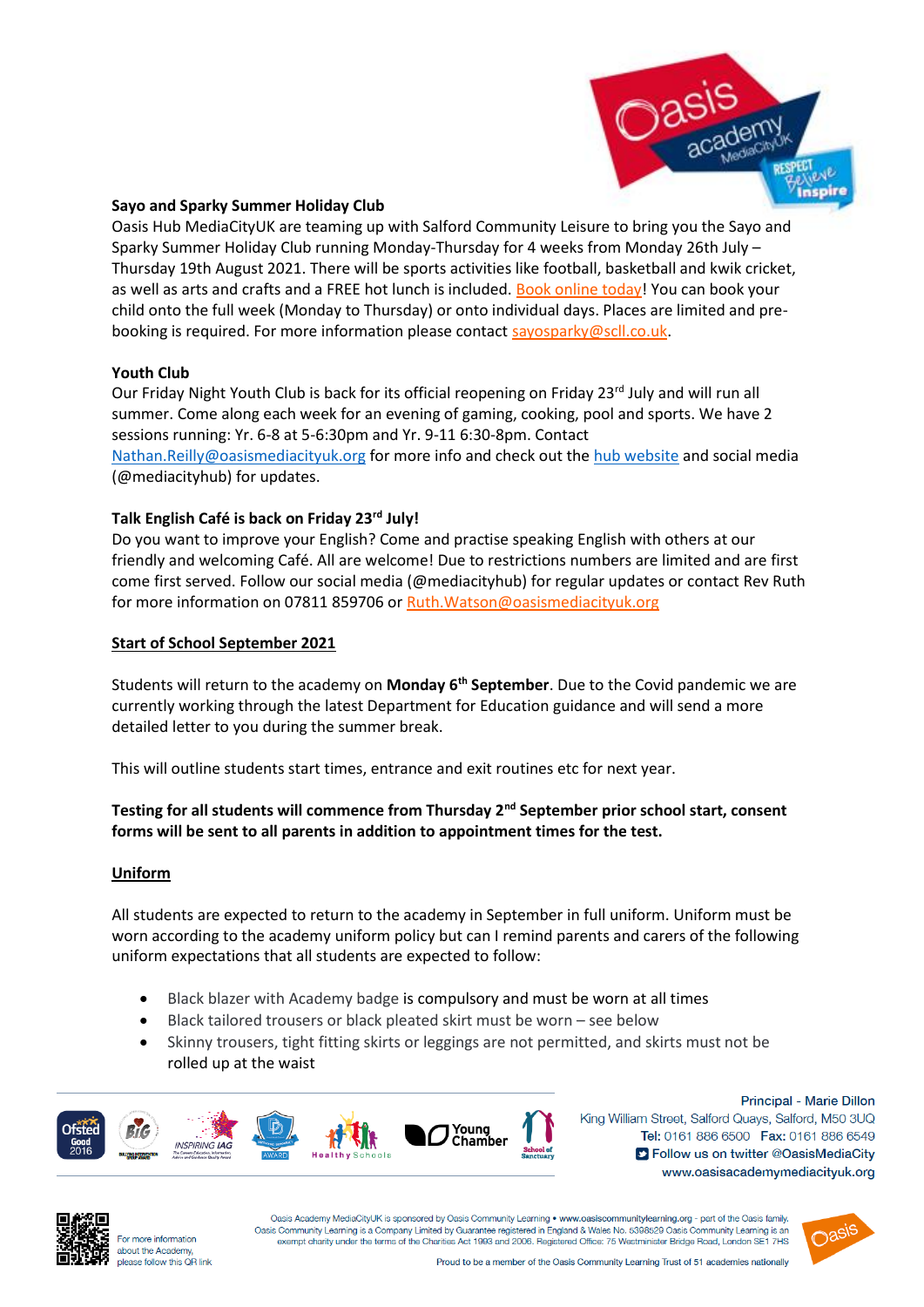**Sayo and Sparky Summer Holiday Club**

Oasis Hub MediaCityUK are teaming up with Salford Community Leisure to bring you the Sayo and Sparky Summer Holiday Club running Monday-Thursday for 4 weeks from Monday 26th July – Thursday 19th August 2021. There will be sports activities like football, basketball and kwik cricket, as well as arts and crafts and a FREE hot lunch is included. Book online today! You can book your child onto the full week (Monday to Thursday) or onto individual days. Places are limited and pre-booking is required. For more information please contact sayosparky@scll.co.uk.

**Youth Club**

Our Friday Night Youth Club is back for its official reopening on Friday 23rd July and will run all summer. Come along each week for an evening of gaming, cooking, pool and sports. We have 2 sessions running: Yr. 6-8 at 5-6:30pm and Yr. 9-11 6:30-8pm. Contact Nathan.Reilly@oasismediacityuk.org for more info and check out the hub website and social media (@mediacityhub) for updates.

**Talk English Café is back on Friday 23rd July!**

Do you want to improve your English? Come and practise speaking English with others at our friendly and welcoming Café. All are welcome! Due to restrictions numbers are limited and are first come first served. Follow our social media (@mediacityhub) for regular updates or contact Rev Ruth for more information on 07811 859706 or Ruth.Watson@oasismediacityuk.org

**Start of School September 2021**

Students will return to the academy on **Monday 6th September**. Due to the Covid pandemic we are currently working through the latest Department for Education guidance and will send a more detailed letter to you during the summer break.

This will outline students start times, entrance and exit routines etc for next year.

**Testing for all students will commence from Thursday 2nd September prior school start, consent forms will be sent to all parents in addition to appointment times for the test.**

**Uniform**

All students are expected to return to the academy in September in full uniform. Uniform must be worn according to the academy uniform policy but can I remind parents and carers of the following uniform expectations that all students are expected to follow:

- Black blazer with Academy badge is compulsory and must be worn at all times
- Black tailored trousers or black pleated skirt must be worn – see below
- Skinny trousers, tight fitting skirts or leggings are not permitted, and skirts must not be rolled up at the waist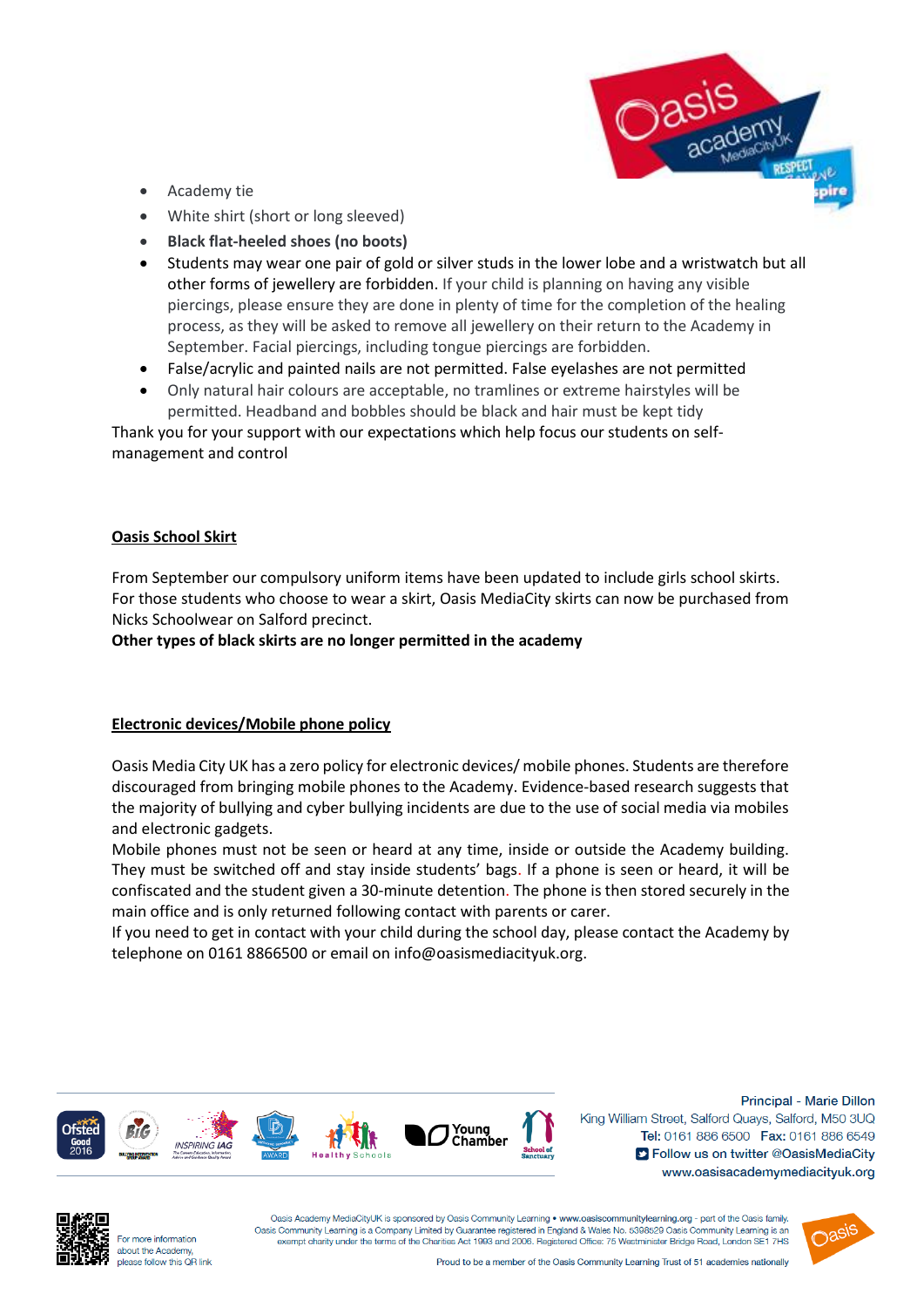- Academy tie
- White shirt (short or long sleeved)
- **Black flat-heeled shoes (no boots)**
- Students may wear one pair of gold or silver studs in the lower lobe and a wristwatch but all other forms of jewellery are forbidden. If your child is planning on having any visible piercings, please ensure they are done in plenty of time for the completion of the healing process, as they will be asked to remove all jewellery on their return to the Academy in September. Facial piercings, including tongue piercings are forbidden.
- False/acrylic and painted nails are not permitted. False eyelashes are not permitted
- Only natural hair colours are acceptable, no tramlines or extreme hairstyles will be permitted. Headband and bobbles should be black and hair must be kept tidy

Thank you for your support with our expectations which help focus our students on self-management and control

## Oasis School Skirt

From September our compulsory uniform items have been updated to include girls school skirts. For those students who choose to wear a skirt, Oasis MediaCity skirts can now be purchased from Nicks Schoolwear on Salford precinct.

**Other types of black skirts are no longer permitted in the academy**

## Electronic devices/Mobile phone policy

Oasis Media City UK has a zero policy for electronic devices/ mobile phones. Students are therefore discouraged from bringing mobile phones to the Academy. Evidence-based research suggests that the majority of bullying and cyber bullying incidents are due to the use of social media via mobiles and electronic gadgets.

Mobile phones must not be seen or heard at any time, inside or outside the Academy building. They must be switched off and stay inside students' bags. If a phone is seen or heard, it will be confiscated and the student given a 30-minute detention. The phone is then stored securely in the main office and is only returned following contact with parents or carer.

If you need to get in contact with your child during the school day, please contact the Academy by telephone on 0161 8866500 or email on info@oasismediacityuk.org.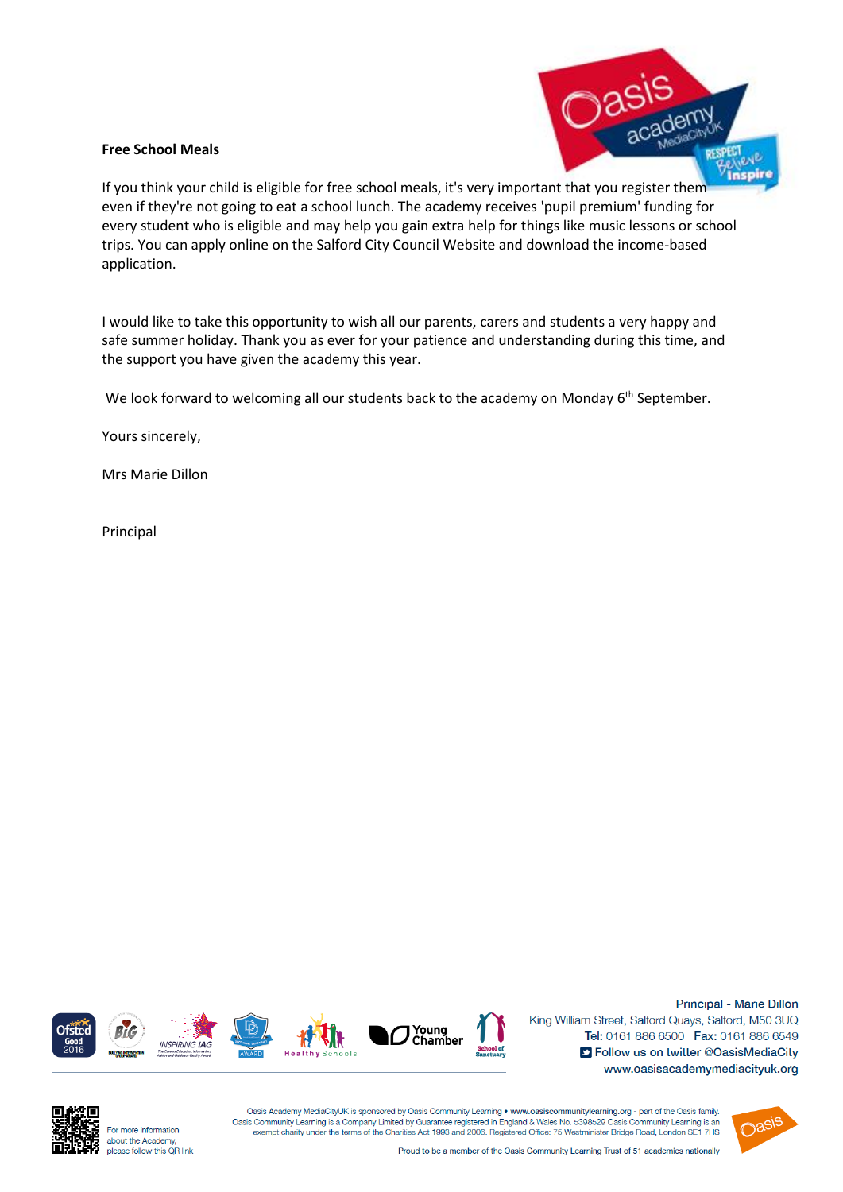**Free School Meals**

If you think your child is eligible for free school meals, it's very important that you register them even if they're not going to eat a school lunch. The academy receives 'pupil premium' funding for every student who is eligible and may help you gain extra help for things like music lessons or school trips. You can apply online on the Salford City Council Website and download the income-based application.

I would like to take this opportunity to wish all our parents, carers and students a very happy and safe summer holiday. Thank you as ever for your patience and understanding during this time, and the support you have given the academy this year.

We look forward to welcoming all our students back to the academy on Monday 6th September.

Yours sincerely,

Mrs Marie Dillon

Principal

Principal - Marie Dillon
King William Street, Salford Quays, Salford, M50 3UQ
**Tel:** 0161 886 6500 **Fax:** 0161 886 6549
Follow us on twitter @OasisMediaCity
www.oasisacademymediacityuk.org

For more information about the Academy, please follow this QR link

Oasis Academy MediaCityUK is sponsored by Oasis Community Learning • www.oasiscommunitylearning.org - part of the Oasis family. Oasis Community Learning is a Company Limited by Guarantee registered in England & Wales No. 5398529 Oasis Community Learning is an exempt charity under the terms of the Charities Act 1993 and 2006. Registered Office: 75 Westminster Bridge Road, London SE1 7HS

Proud to be a member of the Oasis Community Learning Trust of 51 academies nationally